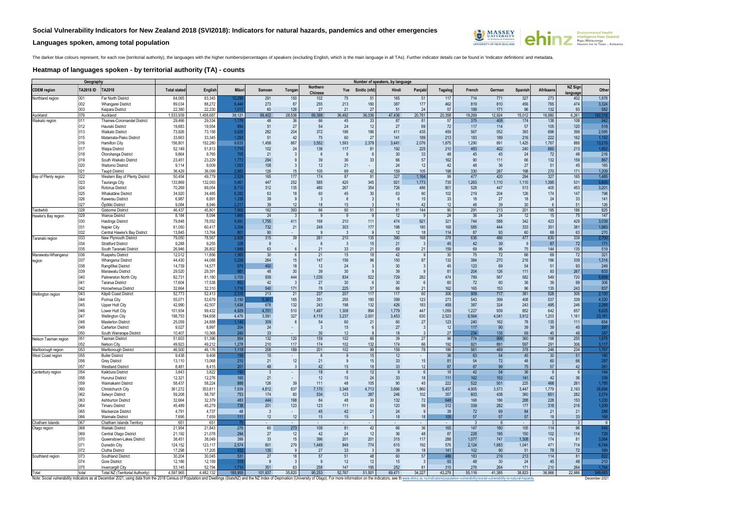# Social Vulnerability Indicators for New Zealand 2018 (SVI2018): Indicators for natural hazards, pandemics and other emergencies

## Languages spoken, among total population

The darker blue colours represent, for each row (territorial authority), the languages with the higher numbers/percentages of speakers (excluding English, which is the main language in all TAs). Further indicator details can be found in 'Indicator definitions' and metadata.

### Heatmap of languages spoken - by territorial authority (TA) - counts

| Geography | | | Number of speakers, by language | | | | | | | | | | | | | | | | | |
|---|---|---|---|---|---|---|---|---|---|---|---|---|---|---|---|---|---|---|---|---|
| CDEM region | TA2018 ID | TA2018 | Total stated | English | Māori | Samoan | Tongan | Northern Chinese | Yue | Sinitic (nfd) | Hindi | Panjabi | Tagalog | French | German | Spanish | Afrikaans | NZ Sign language | Other |
| Northland region | 001 | Far North District | 64,065 | 63,345 | 10,299 | 291 | 150 | 102 | 75 | 51 | 165 | 51 | 117 | 714 | 771 | 327 | 273 | 402 | 1,878 |
| | 002 | Whangarei District | 89,034 | 88,272 | 6,444 | 273 | 87 | 255 | 213 | 180 | 387 | 177 | 462 | 819 | 810 | 456 | 765 | 474 | 3,324 |
| | 003 | Kaipara District | 22,380 | 22,230 | 1,017 | 60 | 126 | 27 | 21 | 27 | 51 | 24 | 57 | 189 | 171 | 96 | 132 | 93 | 582 |
| Auckland | 076 | Auckland | 1,533,939 | 1,458,687 | 38,121 | 69,402 | 28,536 | 69,399 | 36,492 | 36,036 | 47,436 | 20,781 | 20,358 | 19,269 | 12,924 | 15,012 | 16,980 | 6,261 | 192,318 |
| Waikato region | 011 | Thames-Coromandel District | 29,466 | 29,334 | 1,179 | 48 | 36 | 66 | 45 | 33 | 87 | 81 | 57 | 375 | 408 | 174 | 138 | 108 | 942 |
| | 012 | Hauraki District | 19,683 | 19,554 | 894 | 51 | 27 | 54 | 24 | 12 | 27 | 69 | 72 | 117 | 114 | 57 | 105 | 120 | 519 |
| | 013 | Waikato District | 73,926 | 73,158 | 5,628 | 282 | 204 | 372 | 186 | 186 | 411 | 435 | 459 | 567 | 552 | 393 | 696 | 399 | 2,595 |
| | 015 | Matamata-Piako District | 33,663 | 33,345 | 1,293 | 51 | 42 | 75 | 60 | 27 | 141 | 189 | 213 | 183 | 189 | 216 | 222 | 162 | 1,152 |
| | 016 | Hamilton City | 156,801 | 152,280 | 9,633 | 1,458 | 867 | 3,552 | 1,593 | 2,379 | 3,441 | 2,076 | 1,875 | 1,290 | 891 | 1,425 | 1,767 | 888 | 13,215 |
| | 017 | Waipa District | 52,149 | 51,813 | 1,710 | 102 | 24 | 138 | 117 | 81 | 192 | 225 | 210 | 483 | 402 | 240 | 660 | 213 | 1,662 |
| | 018 | Ōtorohanga District | 9,864 | 9,765 | 705 | 21 | 3 | 6 | 9 | 6 | 30 | 33 | 48 | 45 | 45 | 24 | 72 | 48 | 216 |
| | 019 | South Waikato District | 23,451 | 23,229 | 1,773 | 294 | 9 | 39 | 36 | 33 | 66 | 57 | 162 | 90 | 111 | 66 | 132 | 159 | 867 |
| | 020 | Waitomo District | 9,114 | 9,009 | 1,053 | 108 | 3 | 12 | 21 | - | 24 | 12 | 42 | 48 | 36 | 27 | 51 | 45 | 165 |
| | 021 | Taupō District | 36,429 | 36,099 | 2,883 | 126 | 15 | 105 | 69 | 42 | 159 | 105 | 198 | 330 | 267 | 198 | 270 | 171 | 1,209 |
| Bay of Plenty region | 022 | Western Bay of Plenty District | 50,454 | 49,779 | 2,529 | 165 | 177 | 174 | 87 | 81 | 327 | 1,164 | 99 | 477 | 420 | 294 | 327 | 165 | 1,485 |
| | 023 | Tauranga City | 133,869 | 132,093 | 5,661 | 447 | 252 | 585 | 420 | 345 | 921 | 1,773 | 735 | 1,263 | 1,110 | 1,110 | 1,395 | 531 | 5,805 |
| | 024 | Rotorua District | 70,269 | 69,054 | 8,712 | 312 | 135 | 480 | 267 | 354 | 726 | 486 | 801 | 528 | 447 | 513 | 405 | 453 | 3,201 |
| | 025 | Whakatāne District | 34,920 | 34,485 | 6,282 | 63 | 18 | 60 | 45 | 30 | 63 | 90 | 102 | 219 | 204 | 126 | 174 | 147 | 798 |
| | 026 | Kawerau District | 6,987 | 6,891 | 1,338 | 39 | 9 | 3 | 6 | 3 | 6 | 15 | 33 | 18 | 27 | 18 | 24 | 33 | 141 |
| | 027 | Ōpōtiki District | 9,084 | 8,946 | 2,217 | 39 | 12 | 18 | 15 | 3 | 15 | 42 | 12 | 48 | 39 | 30 | 6 | 51 | 126 |
| Tairāwhiti | 028 | Gisborne District | 46,437 | 45,801 | 7,905 | 162 | 393 | 66 | 90 | 51 | 81 | 144 | 90 | 291 | 213 | 201 | 195 | 186 | 825 |
| Hawke's Bay region | 029 | Wairoa District | 8,184 | 8,094 | 1,665 | 24 | 3 | 9 | 9 | 9 | 12 | 9 | 24 | 36 | 24 | 12 | 15 | 75 | 147 |
| | 030 | Hastings District | 79,848 | 78,552 | 5,691 | 1,755 | 411 | 168 | 210 | 111 | 474 | 921 | 321 | 744 | 588 | 342 | 423 | 429 | 3,039 |
| | 031 | Napier City | 61,050 | 60,417 | 3,204 | 732 | 21 | 249 | 303 | 177 | 198 | 180 | 168 | 585 | 444 | 333 | 351 | 381 | 1,983 |
| | 032 | Central Hawke's Bay District | 13,845 | 13,764 | 801 | 90 | - | 9 | 3 | 9 | 12 | 18 | 114 | 87 | 93 | 60 | 69 | 63 | 270 |
| Taranaki region | 033 | New Plymouth District | 79,050 | 78,567 | 2,928 | 315 | 39 | 261 | 210 | 135 | 390 | 168 | 378 | 636 | 486 | 477 | 630 | 339 | 2,700 |
| | 034 | Stratford District | 9,288 | 9,255 | 228 | 9 | - | 6 | 3 | 15 | 21 | 3 | 45 | 42 | 39 | 9 | 87 | 72 | 171 |
| | 035 | South Taranaki District | 26,946 | 26,802 | 1,848 | 63 | 6 | 21 | 33 | 21 | 69 | 21 | 159 | 69 | 96 | 75 | 144 | 135 | 519 |
| Manawatu-Whanganui region | 036 | Ruapehu District | 12,012 | 11,856 | 1,365 | 30 | 6 | 21 | 15 | 18 | 42 | 9 | 30 | 75 | 72 | 66 | 69 | 72 | 321 |
| | 037 | Whanganui District | 44,430 | 44,088 | 3,228 | 264 | 15 | 147 | 156 | 96 | 150 | 87 | 132 | 384 | 270 | 216 | 186 | 339 | 1,314 |
| | 038 | Rangitīkei District | 14,739 | 14,577 | 879 | 450 | 18 | 12 | 24 | 3 | 30 | 3 | 45 | 123 | 69 | 54 | 51 | 93 | 249 |
| | 039 | Manawatu District | 29,520 | 29,391 | 981 | 48 | 30 | 39 | 30 | 9 | 39 | 9 | 81 | 204 | 126 | 111 | 93 | 267 | 633 |
| | 040 | Palmerston North City | 82,731 | 81,180 | 3,705 | 939 | 444 | 1,035 | 834 | 522 | 729 | 282 | 474 | 789 | 567 | 582 | 549 | 720 | 5,859 |
| | 041 | Tararua District | 17,604 | 17,538 | 852 | 42 | 3 | 27 | 30 | 6 | 30 | 6 | 60 | 72 | 60 | 36 | 39 | 99 | 306 |
| | 042 | Horowhenua District | 32,664 | 32,310 | 1,716 | 540 | 171 | 78 | 225 | 57 | 66 | 21 | 162 | 165 | 153 | 96 | 135 | 243 | 837 |
| Wellington region | 043 | Kāpiti Coast District | 52,773 | 52,413 | 2,316 | 213 | 21 | 237 | 207 | 117 | 117 | 60 | 306 | 909 | 717 | 381 | 528 | 306 | 2,100 |
| | 044 | Porirua City | 55,071 | 53,679 | 3,150 | 5,361 | 165 | 351 | 255 | 180 | 399 | 123 | 273 | 543 | 399 | 408 | 537 | 339 | 4,320 |
| | 045 | Upper Hutt City | 42,990 | 42,507 | 1,434 | 678 | 132 | 243 | 198 | 132 | 426 | 183 | 459 | 387 | 324 | 243 | 495 | 246 | 2,268 |
| | 046 | Lower Hutt City | 101,934 | 99,432 | 4,929 | 4,701 | 510 | 1,497 | 1,308 | 894 | 1,779 | 447 | 1,059 | 1,227 | 939 | 852 | 642 | 657 | 8,625 |
| | 047 | Wellington City | 198,753 | 194,658 | 4,476 | 3,591 | 327 | 4,119 | 3,237 | 2,001 | 3,453 | 630 | 2,523 | 6,564 | 4,041 | 3,912 | 1,203 | 1,161 | 23,181 |
| | 048 | Masterton District | 25,059 | 24,888 | 1,140 | 309 | 6 | 54 | 60 | 21 | 60 | 27 | 123 | 240 | 162 | 78 | 135 | 111 | 654 |
| | 049 | Carterton District | 9,027 | 8,997 | 204 | 24 | - | 6 | 15 | 6 | 27 | 3 | 12 | 117 | 90 | 39 | 39 | 45 | 297 |
| | 050 | South Wairarapa District | 10,407 | 10,368 | 240 | 33 | - | 30 | 12 | 9 | 18 | 3 | 27 | 234 | 135 | 69 | 45 | 48 | 357 |
| Nelson Tasman region | 051 | Tasman District | 51,603 | 51,396 | 954 | 132 | 120 | 159 | 102 | 66 | 39 | 27 | 96 | 774 | 999 | 360 | 198 | 255 | 1,878 |
| | 052 | Nelson City | 49,923 | 49,212 | 1,278 | 210 | 117 | 174 | 102 | 132 | 174 | 66 | 192 | 921 | 891 | 597 | 291 | 306 | 3,117 |
| Marlborough region | 053 | Marlborough District | 46,500 | 46,176 | 1,119 | 258 | 189 | 201 | 102 | 99 | 159 | 78 | 186 | 561 | 489 | 378 | 246 | 234 | 1,767 |
| West Coast region | 055 | Buller District | 9,438 | 9,408 | 159 | 15 | - | 6 | 9 | 15 | 12 | - | 36 | 63 | 54 | 45 | 30 | 51 | 180 |
| | 056 | Grey District | 13,110 | 13,068 | 210 | 21 | 12 | 21 | 9 | 15 | 33 | 15 | 81 | 54 | 72 | 48 | 60 | 66 | 297 |
| | 057 | Westland District | 8,481 | 8,415 | 201 | 48 | 3 | 42 | 15 | 18 | 33 | 12 | 87 | 87 | 99 | 75 | 57 | 42 | 261 |
| Canterbury region | 054 | Kaikōura District | 3,843 | 3,822 | 150 | 3 | - | 18 | 6 | 12 | 9 | 6 | 18 | 42 | 54 | 36 | 9 | 6 | 144 |
| | 058 | Hurunui District | 12,321 | 12,276 | 165 | 21 | - | 12 | 15 | 24 | 33 | 18 | 111 | 162 | 153 | 141 | 42 | 36 | 339 |
| | 059 | Waimakariri District | 58,437 | 58,224 | 888 | 126 | 39 | 111 | 48 | 105 | 90 | 45 | 222 | 522 | 501 | 225 | 468 | 261 | 1,785 |
| | 060 | Christchurch City | 361,272 | 353,811 | 7,839 | 4,812 | 837 | 7,170 | 3,348 | 4,713 | 3,666 | 1,860 | 5,457 | 4,905 | 3,573 | 3,447 | 1,779 | 2,193 | 26,694 |
| | 062 | Selwyn District | 59,208 | 58,797 | 753 | 174 | 60 | 534 | 123 | 387 | 246 | 102 | 357 | 603 | 438 | 360 | 651 | 282 | 2,274 |
| | 063 | Ashburton District | 32,664 | 32,379 | 483 | 444 | 168 | 84 | 48 | 30 | 132 | 72 | 648 | 168 | 186 | 288 | 228 | 153 | 1,230 |
| | 064 | Timaru District | 45,489 | 45,279 | 738 | 201 | 123 | 123 | 111 | 63 | 120 | 99 | 312 | 339 | 282 | 177 | 318 | 216 | 1,209 |
| | 065 | Mackenzie District | 4,791 | 4,737 | 48 | 3 | - | 45 | 42 | 21 | 24 | 9 | 39 | 72 | 69 | 84 | 21 | 21 | 288 |
| | 066 | Waimate District | 7,695 | 7,659 | 111 | 12 | 12 | 15 | 15 | 3 | 18 | 18 | 105 | 57 | 57 | 57 | 18 | 33 | 168 |
| Chatham Islands | 067 | Chatham Islands Territory | 651 | 651 | 75 | - | - | - | - | - | - | - | - | 3 | 6 | - | 3 | 3 | 6 |
| Otago region | 068 | Waitaki District | 21,954 | 21,843 | 276 | 60 | 273 | 108 | 81 | 42 | 66 | 36 | 165 | 147 | 180 | 105 | 114 | 96 | 645 |
| | 069 | Central Otago District | 21,192 | 21,078 | 294 | 27 | 12 | 42 | 24 | 12 | 36 | 48 | 87 | 228 | 195 | 150 | 102 | 114 | 729 |
| | 070 | Queenstown-Lakes District | 38,451 | 38,049 | 399 | 33 | 15 | 396 | 201 | 201 | 315 | 117 | 288 | 1,077 | 747 | 1,308 | 174 | 81 | 3,564 |
| | 071 | Dunedin City | 124,152 | 123,117 | 2,574 | 801 | 279 | 1,449 | 849 | 774 | 615 | 192 | 576 | 2,124 | 1,683 | 1,041 | 471 | 714 | 6,744 |
| | 072 | Clutha District | 17,298 | 17,205 | 432 | 135 | 9 | 27 | 33 | 3 | 39 | 18 | 141 | 102 | 90 | 51 | 78 | 72 | 399 |
| Southland region | 073 | Southland District | 30,204 | 30,045 | 531 | 27 | 18 | 57 | 51 | 48 | 60 | 57 | 486 | 183 | 219 | 213 | 114 | 81 | 822 |
| | 074 | Gore District | 12,186 | 12,159 | 318 | 9 | 3 | 9 | 12 | 12 | 15 | 3 | 93 | 48 | 30 | 24 | 45 | 48 | 210 |
| | 075 | Invercargill City | 53,145 | 52,794 | 1,710 | 351 | 63 | 258 | 147 | 195 | 252 | 81 | 315 | 276 | 264 | 171 | 210 | 264 | 1,764 |
| Total | total | Total NZ (Territorial Authority) | 4,597,965 | 4,482,132 | 185,955 | 101,937 | 35,820 | 95,253 | 52,767 | 51,501 | 69,471 | 34,227 | 43,278 | 55,116 | 41,385 | 38,823 | 36,966 | 22,986 | 349,683 |

Note: Social vulnerability indicators as at December 2021, using data from the 2018 Census of Population and Dwellings (StatsNZ) and the NZ Index of Deprivation (University of Otago). For more information on the indicators, see th www.ehinz.ac.nz/indicators/population-vulnerability/social-vulnerability-to-natural-hazards

December 2021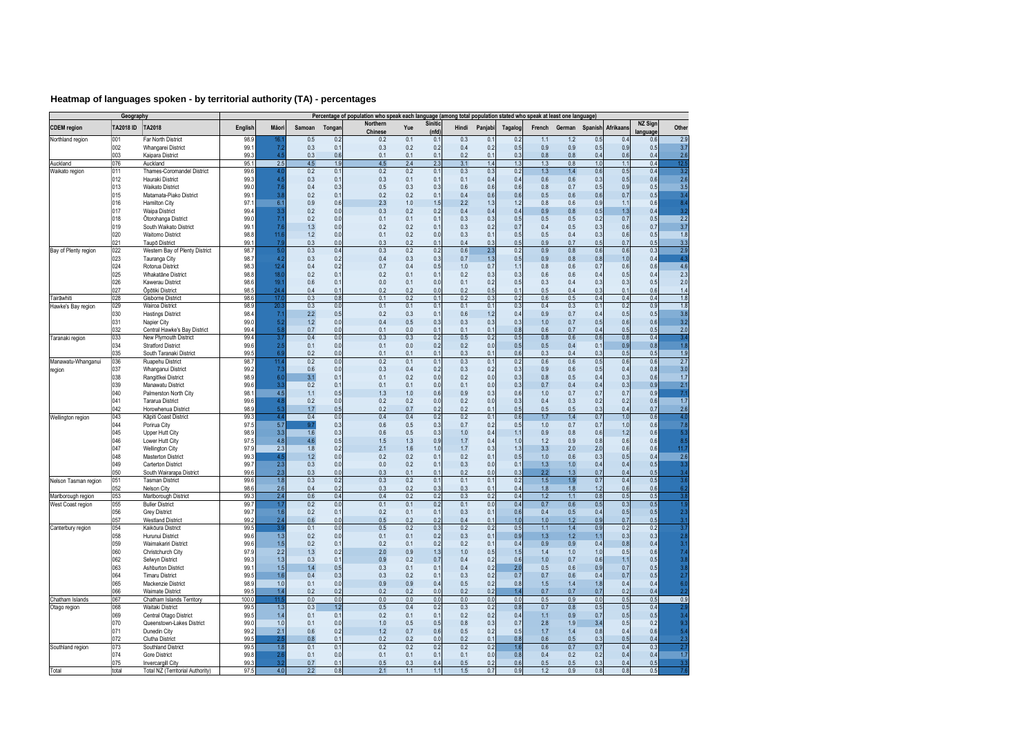## Heatmap of languages spoken - by territorial authority (TA) - percentages

| Geography | | | Percentage of population who speak each language (among total population stated who speak at least one language) | | | | | | | | | | | | | | | | |
|---|---|---|---|---|---|---|---|---|---|---|---|---|---|---|---|---|---|---|---|
| CDEM region | TA2018 ID | TA2018 | English | Māori | Samoan | Tongan | Northern Chinese | Yue | Sinitic (nfd) | Hindi | Panjabi | Tagalog | French | German | Spanish | Afrikaans | NZ Sign language | Other |
| Northland region | 001 | Far North District | 98.9 | 16.1 | 0.5 | 0.2 | 0.2 | 0.1 | 0.1 | 0.3 | 0.1 | 0.2 | 1.1 | 1.2 | 0.5 | 0.4 | 0.6 | 2.9 |
| | 002 | Whangarei District | 99.1 | 7.2 | 0.3 | 0.1 | 0.3 | 0.2 | 0.2 | 0.4 | 0.2 | 0.5 | 0.9 | 0.9 | 0.5 | 0.9 | 0.5 | 3.7 |
| | 003 | Kaipara District | 99.3 | 4.5 | 0.3 | 0.6 | 0.1 | 0.1 | 0.1 | 0.2 | 0.1 | 0.3 | 0.8 | 0.8 | 0.4 | 0.6 | 0.4 | 2.6 |
| Auckland | 076 | Auckland | 95.1 | 2.5 | 4.5 | 1.9 | 4.5 | 2.4 | 2.3 | 3.1 | 1.4 | 1.3 | 1.3 | 0.8 | 1.0 | 1.1 | 0.4 | 12.5 |
| Waikato region | 011 | Thames-Coromandel District | 99.6 | 4.0 | 0.2 | 0.1 | 0.2 | 0.2 | 0.1 | 0.3 | 0.3 | 0.2 | 1.3 | 1.4 | 0.6 | 0.5 | 0.4 | 3.2 |
| | 012 | Hauraki District | 99.3 | 4.5 | 0.3 | 0.1 | 0.3 | 0.1 | 0.1 | 0.1 | 0.4 | 0.4 | 0.6 | 0.6 | 0.3 | 0.5 | 0.6 | 2.6 |
| | 013 | Waikato District | 99.0 | 7.6 | 0.4 | 0.3 | 0.5 | 0.3 | 0.3 | 0.6 | 0.6 | 0.6 | 0.8 | 0.7 | 0.5 | 0.9 | 0.5 | 3.5 |
| | 015 | Matamata-Piako District | 99.1 | 3.8 | 0.2 | 0.1 | 0.2 | 0.2 | 0.1 | 0.4 | 0.6 | 0.6 | 0.5 | 0.6 | 0.6 | 0.7 | 0.5 | 3.4 |
| | 016 | Hamilton City | 97.1 | 6.1 | 0.9 | 0.6 | 2.3 | 1.0 | 1.5 | 2.2 | 1.3 | 1.2 | 0.8 | 0.6 | 0.9 | 1.1 | 0.6 | 8.4 |
| | 017 | Waipa District | 99.4 | 3.3 | 0.2 | 0.0 | 0.3 | 0.2 | 0.2 | 0.4 | 0.4 | 0.4 | 0.9 | 0.8 | 0.5 | 1.3 | 0.4 | 3.2 |
| | 018 | Ōtorohanga District | 99.0 | 7.1 | 0.2 | 0.0 | 0.1 | 0.1 | 0.1 | 0.3 | 0.3 | 0.5 | 0.5 | 0.5 | 0.2 | 0.7 | 0.5 | 2.2 |
| | 019 | South Waikato District | 99.1 | 7.6 | 1.3 | 0.0 | 0.2 | 0.2 | 0.1 | 0.3 | 0.2 | 0.7 | 0.4 | 0.5 | 0.3 | 0.6 | 0.7 | 3.7 |
| | 020 | Waitomo District | 98.8 | 11.6 | 1.2 | 0.0 | 0.1 | 0.2 | 0.0 | 0.3 | 0.1 | 0.5 | 0.5 | 0.4 | 0.3 | 0.6 | 0.5 | 1.8 |
| | 021 | Taupō District | 99.1 | 7.9 | 0.3 | 0.0 | 0.3 | 0.2 | 0.1 | 0.4 | 0.3 | 0.5 | 0.9 | 0.7 | 0.5 | 0.7 | 0.5 | 3.3 |
| Bay of Plenty region | 022 | Western Bay of Plenty District | 98.7 | 5.0 | 0.3 | 0.4 | 0.3 | 0.2 | 0.2 | 0.6 | 2.3 | 0.2 | 0.9 | 0.8 | 0.6 | 0.6 | 0.3 | 2.9 |
| | 023 | Tauranga City | 98.7 | 4.2 | 0.3 | 0.2 | 0.4 | 0.3 | 0.3 | 0.7 | 1.3 | 0.5 | 0.9 | 0.8 | 0.8 | 1.0 | 0.4 | 4.3 |
| | 024 | Rotorua District | 98.3 | 12.4 | 0.4 | 0.2 | 0.7 | 0.4 | 0.5 | 1.0 | 0.7 | 1.1 | 0.8 | 0.6 | 0.7 | 0.6 | 0.6 | 4.6 |
| | 025 | Whakatāne District | 98.8 | 18.0 | 0.2 | 0.1 | 0.2 | 0.1 | 0.1 | 0.2 | 0.3 | 0.3 | 0.6 | 0.6 | 0.4 | 0.5 | 0.4 | 2.3 |
| | 026 | Kawerau District | 98.6 | 19.1 | 0.6 | 0.1 | 0.0 | 0.1 | 0.0 | 0.1 | 0.2 | 0.5 | 0.3 | 0.4 | 0.3 | 0.3 | 0.5 | 2.0 |
| | 027 | Ōpōtiki District | 98.5 | 24.4 | 0.4 | 0.1 | 0.2 | 0.2 | 0.0 | 0.2 | 0.5 | 0.1 | 0.5 | 0.4 | 0.3 | 0.1 | 0.6 | 1.4 |
| Tairāwhiti | 028 | Gisborne District | 98.6 | 17.0 | 0.3 | 0.8 | 0.1 | 0.2 | 0.1 | 0.2 | 0.3 | 0.2 | 0.6 | 0.5 | 0.4 | 0.4 | 0.4 | 1.8 |
| Hawke's Bay region | 029 | Wairoa District | 98.9 | 20.3 | 0.3 | 0.0 | 0.1 | 0.1 | 0.1 | 0.1 | 0.1 | 0.3 | 0.4 | 0.3 | 0.1 | 0.2 | 0.9 | 1.8 |
| | 030 | Hastings District | 98.4 | 7.1 | 2.2 | 0.5 | 0.2 | 0.3 | 0.1 | 0.6 | 1.2 | 0.4 | 0.9 | 0.7 | 0.4 | 0.5 | 0.5 | 3.8 |
| | 031 | Napier City | 99.0 | 5.2 | 1.2 | 0.0 | 0.4 | 0.5 | 0.3 | 0.3 | 0.3 | 0.3 | 1.0 | 0.7 | 0.5 | 0.6 | 0.6 | 3.2 |
| | 032 | Central Hawke's Bay District | 99.4 | 5.8 | 0.7 | 0.0 | 0.1 | 0.0 | 0.1 | 0.1 | 0.1 | 0.8 | 0.6 | 0.7 | 0.4 | 0.5 | 0.5 | 2.0 |
| Taranaki region | 033 | New Plymouth District | 99.4 | 3.7 | 0.4 | 0.0 | 0.3 | 0.3 | 0.2 | 0.5 | 0.2 | 0.5 | 0.8 | 0.6 | 0.6 | 0.8 | 0.4 | 3.4 |
| | 034 | Stratford District | 99.6 | 2.5 | 0.1 | 0.0 | 0.1 | 0.0 | 0.2 | 0.2 | 0.0 | 0.5 | 0.5 | 0.4 | 0.1 | 0.9 | 0.8 | 1.8 |
| | 035 | South Taranaki District | 99.5 | 6.9 | 0.2 | 0.0 | 0.1 | 0.1 | 0.1 | 0.3 | 0.1 | 0.6 | 0.3 | 0.4 | 0.3 | 0.5 | 0.5 | 1.9 |
| Manawatu-Whanganui region | 036 | Ruapehu District | 98.7 | 11.4 | 0.2 | 0.0 | 0.2 | 0.1 | 0.1 | 0.3 | 0.1 | 0.2 | 0.6 | 0.6 | 0.5 | 0.6 | 0.6 | 2.7 |
| | 037 | Whanganui District | 99.2 | 7.3 | 0.6 | 0.0 | 0.3 | 0.4 | 0.2 | 0.3 | 0.2 | 0.3 | 0.9 | 0.6 | 0.5 | 0.4 | 0.8 | 3.0 |
| | 038 | Rangitīkei District | 98.9 | 6.0 | 3.1 | 0.1 | 0.1 | 0.2 | 0.0 | 0.2 | 0.0 | 0.3 | 0.8 | 0.5 | 0.4 | 0.3 | 0.6 | 1.7 |
| | 039 | Manawatu District | 99.6 | 3.3 | 0.2 | 0.1 | 0.1 | 0.1 | 0.0 | 0.1 | 0.0 | 0.3 | 0.7 | 0.4 | 0.4 | 0.3 | 0.9 | 2.1 |
| | 040 | Palmerston North City | 98.1 | 4.5 | 1.1 | 0.5 | 1.3 | 1.0 | 0.6 | 0.9 | 0.3 | 0.6 | 1.0 | 0.7 | 0.7 | 0.7 | 0.9 | 7.1 |
| | 041 | Tararua District | 99.6 | 4.8 | 0.2 | 0.0 | 0.2 | 0.2 | 0.0 | 0.2 | 0.0 | 0.3 | 0.4 | 0.3 | 0.2 | 0.2 | 0.6 | 1.7 |
| | 042 | Horowhenua District | 98.9 | 5.3 | 1.7 | 0.5 | 0.2 | 0.7 | 0.2 | 0.2 | 0.1 | 0.5 | 0.5 | 0.5 | 0.3 | 0.4 | 0.7 | 2.6 |
| Wellington region | 043 | Kāpiti Coast District | 99.3 | 4.4 | 0.4 | 0.0 | 0.4 | 0.4 | 0.2 | 0.2 | 0.1 | 0.6 | 1.7 | 1.4 | 0.7 | 1.0 | 0.6 | 4.0 |
| | 044 | Porirua City | 97.5 | 5.7 | 9.7 | 0.3 | 0.6 | 0.5 | 0.3 | 0.7 | 0.2 | 0.5 | 1.0 | 0.7 | 0.7 | 1.0 | 0.6 | 7.8 |
| | 045 | Upper Hutt City | 98.9 | 3.3 | 1.6 | 0.3 | 0.6 | 0.5 | 0.3 | 1.0 | 0.4 | 1.1 | 0.9 | 0.8 | 0.6 | 1.2 | 0.6 | 5.3 |
| | 046 | Lower Hutt City | 97.5 | 4.8 | 4.6 | 0.5 | 1.5 | 1.3 | 0.9 | 1.7 | 0.4 | 1.0 | 1.2 | 0.9 | 0.8 | 0.6 | 0.6 | 8.5 |
| | 047 | Wellington City | 97.9 | 2.3 | 1.8 | 0.2 | 2.1 | 1.6 | 1.0 | 1.7 | 0.3 | 1.3 | 3.3 | 2.0 | 2.0 | 0.6 | 0.6 | 11.7 |
| | 048 | Masterton District | 99.3 | 4.5 | 1.2 | 0.0 | 0.2 | 0.2 | 0.1 | 0.2 | 0.1 | 0.5 | 1.0 | 0.6 | 0.3 | 0.5 | 0.4 | 2.6 |
| | 049 | Carterton District | 99.7 | 2.3 | 0.3 | 0.0 | 0.0 | 0.2 | 0.1 | 0.3 | 0.0 | 0.1 | 1.3 | 1.0 | 0.4 | 0.4 | 0.5 | 3.3 |
| | 050 | South Wairarapa District | 99.6 | 2.3 | 0.3 | 0.0 | 0.3 | 0.1 | 0.1 | 0.2 | 0.0 | 0.3 | 2.2 | 1.3 | 0.7 | 0.4 | 0.5 | 3.4 |
| Nelson Tasman region | 051 | Tasman District | 99.6 | 1.8 | 0.3 | 0.2 | 0.3 | 0.2 | 0.1 | 0.1 | 0.1 | 0.2 | 1.5 | 1.9 | 0.7 | 0.4 | 0.5 | 3.6 |
| | 052 | Nelson City | 98.6 | 2.6 | 0.4 | 0.2 | 0.3 | 0.2 | 0.3 | 0.3 | 0.1 | 0.4 | 1.8 | 1.8 | 1.2 | 0.6 | 0.6 | 6.2 |
| Marlborough region | 053 | Marlborough District | 99.3 | 2.4 | 0.6 | 0.4 | 0.4 | 0.2 | 0.2 | 0.3 | 0.2 | 0.4 | 1.2 | 1.1 | 0.8 | 0.5 | 0.5 | 3.8 |
| West Coast region | 055 | Buller District | 99.7 | 1.7 | 0.2 | 0.0 | 0.1 | 0.1 | 0.2 | 0.1 | 0.0 | 0.4 | 0.7 | 0.6 | 0.5 | 0.3 | 0.5 | 1.9 |
| | 056 | Grey District | 99.7 | 1.6 | 0.2 | 0.1 | 0.2 | 0.1 | 0.1 | 0.3 | 0.1 | 0.6 | 0.4 | 0.5 | 0.4 | 0.5 | 0.5 | 2.3 |
| | 057 | Westland District | 99.2 | 2.4 | 0.6 | 0.0 | 0.5 | 0.2 | 0.2 | 0.4 | 0.1 | 1.0 | 1.0 | 1.2 | 0.9 | 0.7 | 0.5 | 3.1 |
| Canterbury region | 054 | Kaikōura District | 99.5 | 3.9 | 0.1 | 0.0 | 0.5 | 0.2 | 0.3 | 0.2 | 0.2 | 0.5 | 1.1 | 1.4 | 0.9 | 0.2 | 0.2 | 3.7 |
| | 058 | Hurunui District | 99.6 | 1.3 | 0.2 | 0.0 | 0.1 | 0.1 | 0.2 | 0.3 | 0.1 | 0.9 | 1.3 | 1.2 | 1.1 | 0.3 | 0.3 | 2.8 |
| | 059 | Waimakariri District | 99.6 | 1.5 | 0.2 | 0.1 | 0.2 | 0.1 | 0.2 | 0.2 | 0.1 | 0.4 | 0.9 | 0.9 | 0.4 | 0.8 | 0.4 | 3.1 |
| | 060 | Christchurch City | 97.9 | 2.2 | 1.3 | 0.2 | 2.0 | 0.9 | 1.3 | 1.0 | 0.5 | 1.5 | 1.4 | 1.0 | 1.0 | 0.5 | 0.6 | 7.4 |
| | 062 | Selwyn District | 99.3 | 1.3 | 0.3 | 0.1 | 0.9 | 0.2 | 0.7 | 0.4 | 0.2 | 0.6 | 1.0 | 0.7 | 0.6 | 1.1 | 0.5 | 3.8 |
| | 063 | Ashburton District | 99.1 | 1.5 | 1.4 | 0.5 | 0.3 | 0.1 | 0.1 | 0.4 | 0.2 | 2.0 | 0.5 | 0.6 | 0.9 | 0.7 | 0.5 | 3.8 |
| | 064 | Timaru District | 99.5 | 1.6 | 0.4 | 0.3 | 0.3 | 0.2 | 0.1 | 0.3 | 0.2 | 0.7 | 0.7 | 0.6 | 0.4 | 0.7 | 0.5 | 2.7 |
| | 065 | Mackenzie District | 98.9 | 1.0 | 0.1 | 0.0 | 0.9 | 0.9 | 0.4 | 0.5 | 0.2 | 0.8 | 1.5 | 1.4 | 1.8 | 0.4 | 0.4 | 6.0 |
| | 066 | Waimate District | 99.5 | 1.4 | 0.2 | 0.2 | 0.2 | 0.2 | 0.0 | 0.2 | 0.2 | 1.4 | 0.7 | 0.7 | 0.7 | 0.2 | 0.4 | 2.2 |
| Chatham Islands | 067 | Chatham Islands Territory | 100.0 | 11.5 | 0.0 | 0.0 | 0.0 | 0.0 | 0.0 | 0.0 | 0.0 | 0.0 | 0.5 | 0.9 | 0.0 | 0.5 | 0.5 | 0.9 |
| Otago region | 068 | Waitaki District | 99.5 | 1.3 | 0.3 | 1.2 | 0.5 | 0.4 | 0.2 | 0.3 | 0.2 | 0.8 | 0.7 | 0.8 | 0.5 | 0.5 | 0.4 | 2.9 |
| | 069 | Central Otago District | 99.5 | 1.4 | 0.1 | 0.1 | 0.2 | 0.1 | 0.1 | 0.2 | 0.2 | 0.4 | 1.1 | 0.9 | 0.7 | 0.5 | 0.5 | 3.4 |
| | 070 | Queenstown-Lakes District | 99.0 | 1.0 | 0.1 | 0.0 | 1.0 | 0.5 | 0.5 | 0.8 | 0.3 | 0.7 | 2.8 | 1.9 | 3.4 | 0.5 | 0.2 | 9.3 |
| | 071 | Dunedin City | 99.2 | 2.1 | 0.6 | 0.2 | 1.2 | 0.7 | 0.6 | 0.5 | 0.2 | 0.5 | 1.7 | 1.4 | 0.8 | 0.4 | 0.6 | 5.4 |
| | 072 | Clutha District | 99.5 | 2.5 | 0.8 | 0.1 | 0.2 | 0.2 | 0.0 | 0.2 | 0.1 | 0.8 | 0.6 | 0.5 | 0.3 | 0.5 | 0.4 | 2.3 |
| Southland region | 073 | Southland District | 99.5 | 1.8 | 0.1 | 0.1 | 0.2 | 0.2 | 0.2 | 0.2 | 0.2 | 1.6 | 0.6 | 0.7 | 0.7 | 0.4 | 0.3 | 2.7 |
| | 074 | Gore District | 99.8 | 2.6 | 0.1 | 0.0 | 0.1 | 0.1 | 0.1 | 0.1 | 0.0 | 0.8 | 0.4 | 0.2 | 0.2 | 0.4 | 0.4 | 1.7 |
| | 075 | Invercargill City | 99.3 | 3.2 | 0.7 | 0.1 | 0.5 | 0.3 | 0.4 | 0.5 | 0.2 | 0.6 | 0.5 | 0.5 | 0.3 | 0.4 | 0.5 | 3.3 |
| Total | total | Total NZ (Territorial Authority) | 97.5 | 4.0 | 2.2 | 0.8 | 2.1 | 1.1 | 1.1 | 1.5 | 0.7 | 0.9 | 1.2 | 0.9 | 0.8 | 0.8 | 0.5 | 7.6 |